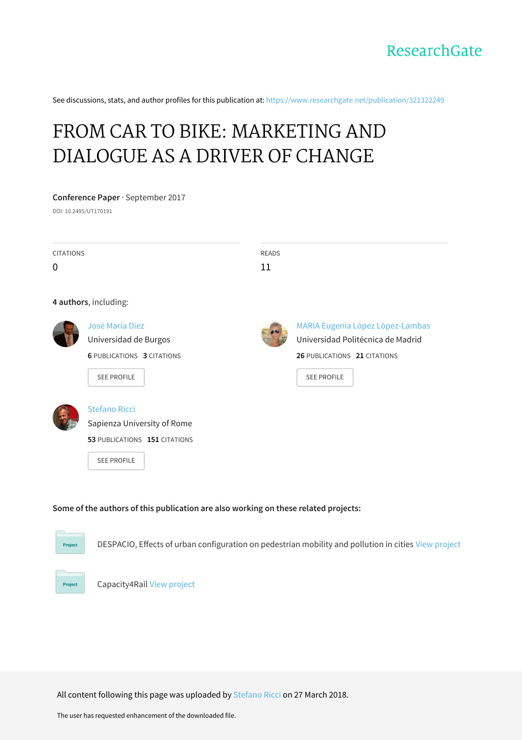ResearchGate

See discussions, stats, and author profiles for this publication at: https://www.researchgate.net/publication/321322249

# FROM CAR TO BIKE: MARKETING AND DIALOGUE AS A DRIVER OF CHANGE

**Conference Paper** · September 2017

DOI: 10.2495/UT170191

| CITATIONS | READS |
|---|---|
| 0 | 11 |

**4 authors**, including:

**José María Diez**
Universidad de Burgos
**6** PUBLICATIONS **3** CITATIONS
SEE PROFILE

**MARIA Eugenia López López-Lambas**
Universidad Politécnica de Madrid
**26** PUBLICATIONS **21** CITATIONS
SEE PROFILE

**Stefano Ricci**
Sapienza University of Rome
**53** PUBLICATIONS **151** CITATIONS
SEE PROFILE

**Some of the authors of this publication are also working on these related projects:**

- Project: DESPACIO, Effects of urban configuration on pedestrian mobility and pollution in cities View project
- Project: Capacity4Rail View project

All content following this page was uploaded by Stefano Ricci on 27 March 2018.

The user has requested enhancement of the downloaded file.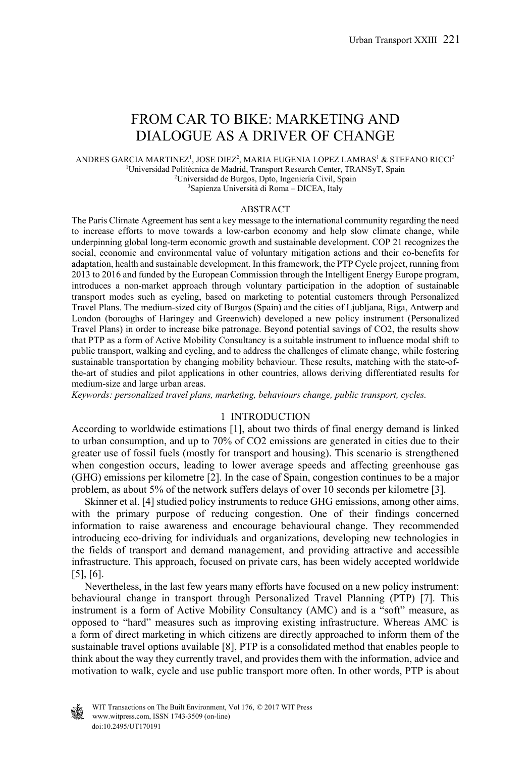# FROM CAR TO BIKE: MARKETING AND DIALOGUE AS A DRIVER OF CHANGE

ANDRES GARCIA MARTINEZ[1], JOSE DIEZ[2], MARIA EUGENIA LOPEZ LAMBAS[1] & STEFANO RICCI[3]

[1]Universidad Politécnica de Madrid, Transport Research Center, TRANSyT, Spain
[2]Universidad de Burgos, Dpto, Ingeniería Civil, Spain
[3]Sapienza Università di Roma – DICEA, Italy

## ABSTRACT

The Paris Climate Agreement has sent a key message to the international community regarding the need to increase efforts to move towards a low-carbon economy and help slow climate change, while underpinning global long-term economic growth and sustainable development. COP 21 recognizes the social, economic and environmental value of voluntary mitigation actions and their co-benefits for adaptation, health and sustainable development. In this framework, the PTP Cycle project, running from 2013 to 2016 and funded by the European Commission through the Intelligent Energy Europe program, introduces a non-market approach through voluntary participation in the adoption of sustainable transport modes such as cycling, based on marketing to potential customers through Personalized Travel Plans. The medium-sized city of Burgos (Spain) and the cities of Ljubljana, Riga, Antwerp and London (boroughs of Haringey and Greenwich) developed a new policy instrument (Personalized Travel Plans) in order to increase bike patronage. Beyond potential savings of CO2, the results show that PTP as a form of Active Mobility Consultancy is a suitable instrument to influence modal shift to public transport, walking and cycling, and to address the challenges of climate change, while fostering sustainable transportation by changing mobility behaviour. These results, matching with the state-of-the-art of studies and pilot applications in other countries, allows deriving differentiated results for medium-size and large urban areas.

*Keywords: personalized travel plans, marketing, behaviours change, public transport, cycles.*

## 1 INTRODUCTION

According to worldwide estimations [1], about two thirds of final energy demand is linked to urban consumption, and up to 70% of CO2 emissions are generated in cities due to their greater use of fossil fuels (mostly for transport and housing). This scenario is strengthened when congestion occurs, leading to lower average speeds and affecting greenhouse gas (GHG) emissions per kilometre [2]. In the case of Spain, congestion continues to be a major problem, as about 5% of the network suffers delays of over 10 seconds per kilometre [3].

Skinner et al. [4] studied policy instruments to reduce GHG emissions, among other aims, with the primary purpose of reducing congestion. One of their findings concerned information to raise awareness and encourage behavioural change. They recommended introducing eco-driving for individuals and organizations, developing new technologies in the fields of transport and demand management, and providing attractive and accessible infrastructure. This approach, focused on private cars, has been widely accepted worldwide [5], [6].

Nevertheless, in the last few years many efforts have focused on a new policy instrument: behavioural change in transport through Personalized Travel Planning (PTP) [7]. This instrument is a form of Active Mobility Consultancy (AMC) and is a "soft" measure, as opposed to "hard" measures such as improving existing infrastructure. Whereas AMC is a form of direct marketing in which citizens are directly approached to inform them of the sustainable travel options available [8], PTP is a consolidated method that enables people to think about the way they currently travel, and provides them with the information, advice and motivation to walk, cycle and use public transport more often. In other words, PTP is about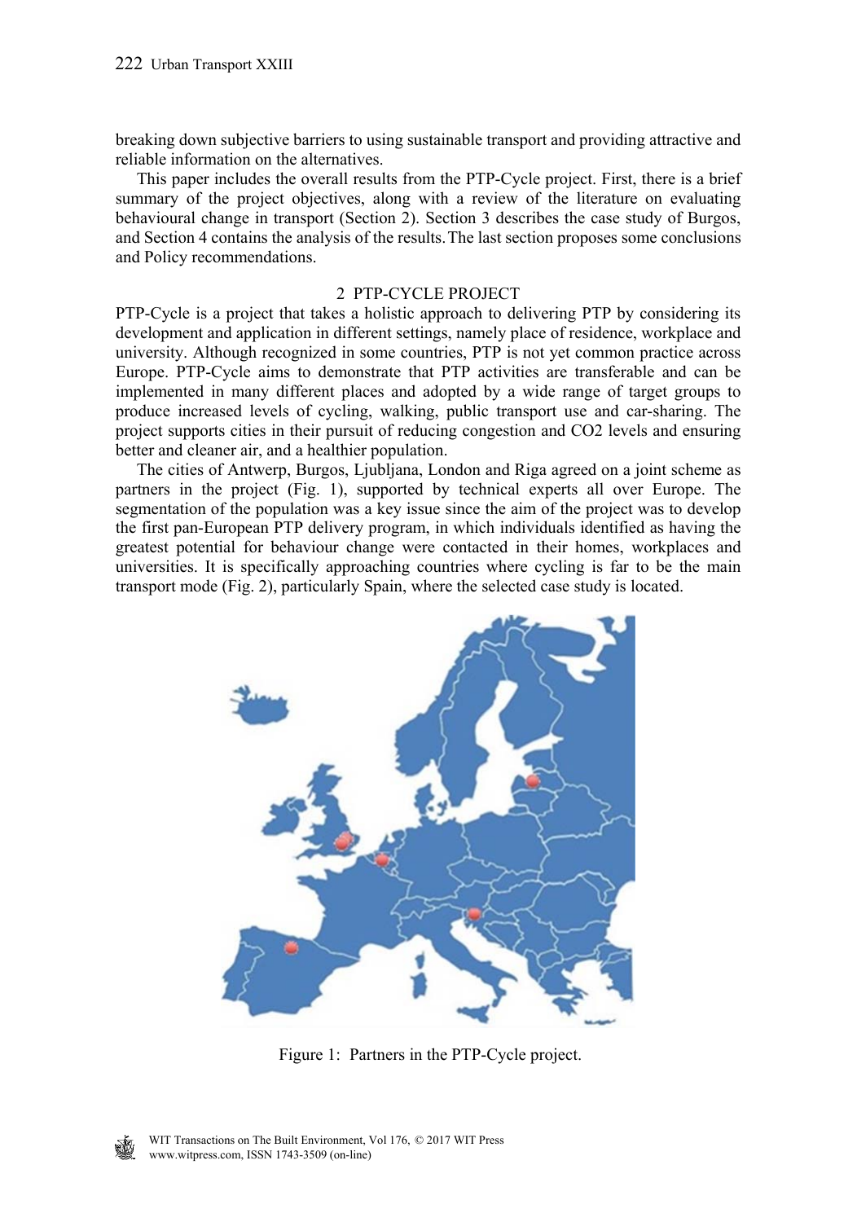breaking down subjective barriers to using sustainable transport and providing attractive and reliable information on the alternatives.

This paper includes the overall results from the PTP-Cycle project. First, there is a brief summary of the project objectives, along with a review of the literature on evaluating behavioural change in transport (Section 2). Section 3 describes the case study of Burgos, and Section 4 contains the analysis of the results. The last section proposes some conclusions and Policy recommendations.

## 2 PTP-CYCLE PROJECT

PTP-Cycle is a project that takes a holistic approach to delivering PTP by considering its development and application in different settings, namely place of residence, workplace and university. Although recognized in some countries, PTP is not yet common practice across Europe. PTP-Cycle aims to demonstrate that PTP activities are transferable and can be implemented in many different places and adopted by a wide range of target groups to produce increased levels of cycling, walking, public transport use and car-sharing. The project supports cities in their pursuit of reducing congestion and CO2 levels and ensuring better and cleaner air, and a healthier population.

The cities of Antwerp, Burgos, Ljubljana, London and Riga agreed on a joint scheme as partners in the project (Fig. 1), supported by technical experts all over Europe. The segmentation of the population was a key issue since the aim of the project was to develop the first pan-European PTP delivery program, in which individuals identified as having the greatest potential for behaviour change were contacted in their homes, workplaces and universities. It is specifically approaching countries where cycling is far to be the main transport mode (Fig. 2), particularly Spain, where the selected case study is located.

Figure 1: Partners in the PTP-Cycle project.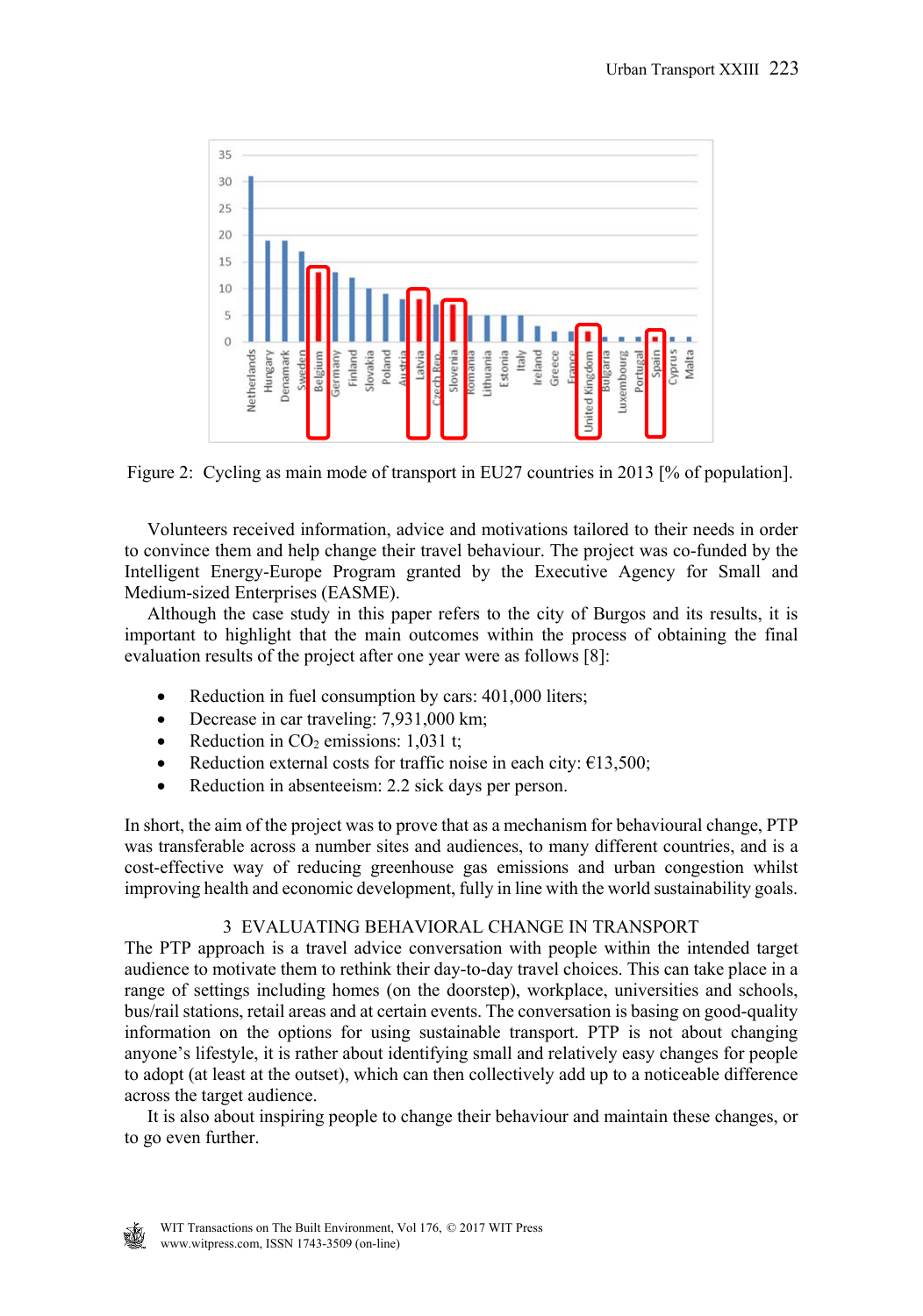Figure 2: Cycling as main mode of transport in EU27 countries in 2013 [% of population].

Volunteers received information, advice and motivations tailored to their needs in order to convince them and help change their travel behaviour. The project was co-funded by the Intelligent Energy-Europe Program granted by the Executive Agency for Small and Medium-sized Enterprises (EASME).

Although the case study in this paper refers to the city of Burgos and its results, it is important to highlight that the main outcomes within the process of obtaining the final evaluation results of the project after one year were as follows [8]:

- Reduction in fuel consumption by cars: 401,000 liters;
- Decrease in car traveling: 7,931,000 km;
- Reduction in $CO_2$ emissions: 1,031 t;
- Reduction external costs for traffic noise in each city: €13,500;
- Reduction in absenteeism: 2.2 sick days per person.

In short, the aim of the project was to prove that as a mechanism for behavioural change, PTP was transferable across a number sites and audiences, to many different countries, and is a cost-effective way of reducing greenhouse gas emissions and urban congestion whilst improving health and economic development, fully in line with the world sustainability goals.

## 3 EVALUATING BEHAVIORAL CHANGE IN TRANSPORT

The PTP approach is a travel advice conversation with people within the intended target audience to motivate them to rethink their day-to-day travel choices. This can take place in a range of settings including homes (on the doorstep), workplace, universities and schools, bus/rail stations, retail areas and at certain events. The conversation is basing on good-quality information on the options for using sustainable transport. PTP is not about changing anyone's lifestyle, it is rather about identifying small and relatively easy changes for people to adopt (at least at the outset), which can then collectively add up to a noticeable difference across the target audience.

It is also about inspiring people to change their behaviour and maintain these changes, or to go even further.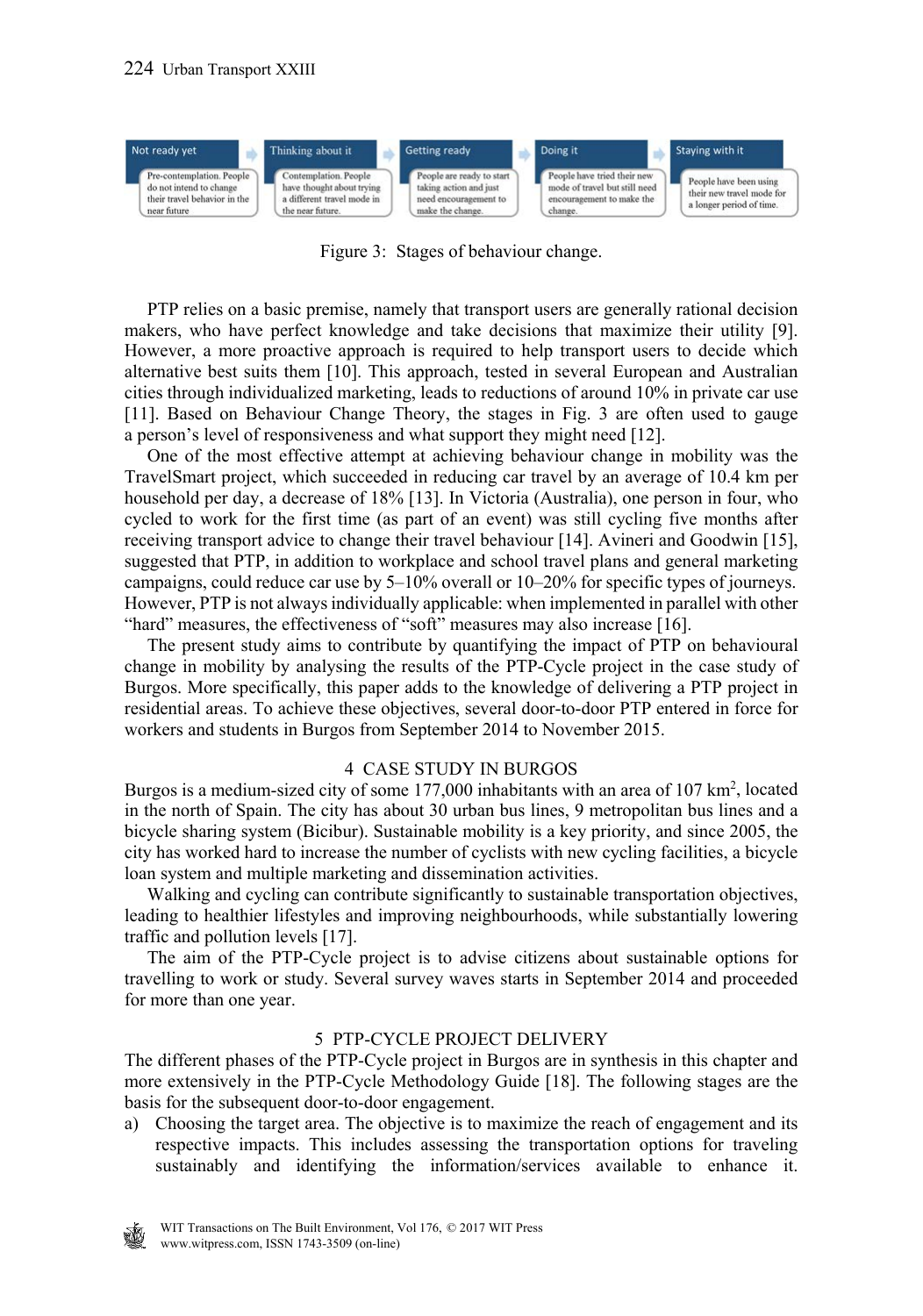| Not ready yet | Thinking about it | Getting ready | Doing it | Staying with it |
| --- | --- | --- | --- | --- |
| Pre-contemplation. People do not intend to change their travel behavior in the near future | Contemplation. People have thought about trying a different travel mode in the near future. | People are ready to start taking action and just need encouragement to make the change. | People have tried their new mode of travel but still need encouragement to make the change. | People have been using their new travel mode for a longer period of time. |

Figure 3: Stages of behaviour change.

PTP relies on a basic premise, namely that transport users are generally rational decision makers, who have perfect knowledge and take decisions that maximize their utility [9]. However, a more proactive approach is required to help transport users to decide which alternative best suits them [10]. This approach, tested in several European and Australian cities through individualized marketing, leads to reductions of around 10% in private car use [11]. Based on Behaviour Change Theory, the stages in Fig. 3 are often used to gauge a person's level of responsiveness and what support they might need [12].

One of the most effective attempt at achieving behaviour change in mobility was the TravelSmart project, which succeeded in reducing car travel by an average of 10.4 km per household per day, a decrease of 18% [13]. In Victoria (Australia), one person in four, who cycled to work for the first time (as part of an event) was still cycling five months after receiving transport advice to change their travel behaviour [14]. Avineri and Goodwin [15], suggested that PTP, in addition to workplace and school travel plans and general marketing campaigns, could reduce car use by 5–10% overall or 10–20% for specific types of journeys. However, PTP is not always individually applicable: when implemented in parallel with other "hard" measures, the effectiveness of "soft" measures may also increase [16].

The present study aims to contribute by quantifying the impact of PTP on behavioural change in mobility by analysing the results of the PTP-Cycle project in the case study of Burgos. More specifically, this paper adds to the knowledge of delivering a PTP project in residential areas. To achieve these objectives, several door-to-door PTP entered in force for workers and students in Burgos from September 2014 to November 2015.

## 4 CASE STUDY IN BURGOS

Burgos is a medium-sized city of some 177,000 inhabitants with an area of 107 km$^2$, located in the north of Spain. The city has about 30 urban bus lines, 9 metropolitan bus lines and a bicycle sharing system (Bicibur). Sustainable mobility is a key priority, and since 2005, the city has worked hard to increase the number of cyclists with new cycling facilities, a bicycle loan system and multiple marketing and dissemination activities.

Walking and cycling can contribute significantly to sustainable transportation objectives, leading to healthier lifestyles and improving neighbourhoods, while substantially lowering traffic and pollution levels [17].

The aim of the PTP-Cycle project is to advise citizens about sustainable options for travelling to work or study. Several survey waves starts in September 2014 and proceeded for more than one year.

## 5 PTP-CYCLE PROJECT DELIVERY

The different phases of the PTP-Cycle project in Burgos are in synthesis in this chapter and more extensively in the PTP-Cycle Methodology Guide [18]. The following stages are the basis for the subsequent door-to-door engagement.

a) Choosing the target area. The objective is to maximize the reach of engagement and its respective impacts. This includes assessing the transportation options for traveling sustainably and identifying the information/services available to enhance it.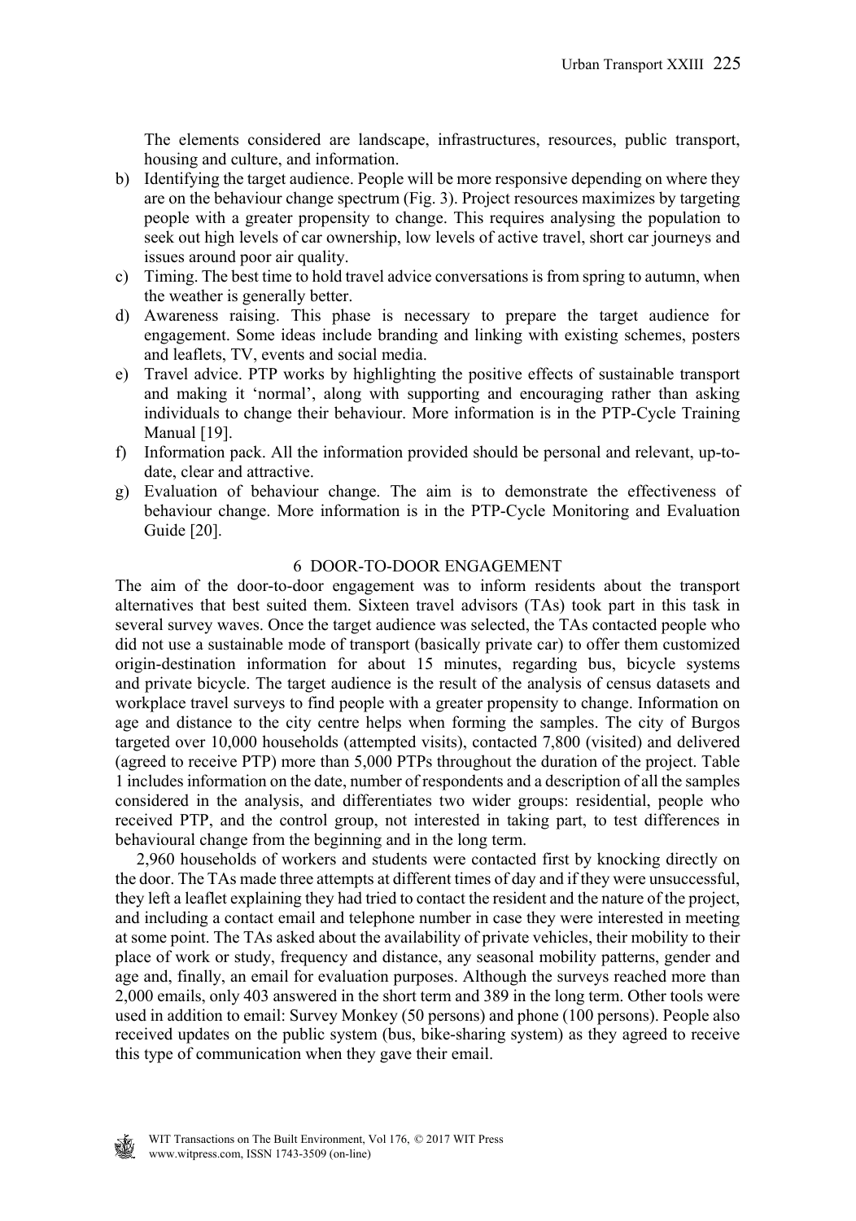The elements considered are landscape, infrastructures, resources, public transport, housing and culture, and information.

b) Identifying the target audience. People will be more responsive depending on where they are on the behaviour change spectrum (Fig. 3). Project resources maximizes by targeting people with a greater propensity to change. This requires analysing the population to seek out high levels of car ownership, low levels of active travel, short car journeys and issues around poor air quality.
c) Timing. The best time to hold travel advice conversations is from spring to autumn, when the weather is generally better.
d) Awareness raising. This phase is necessary to prepare the target audience for engagement. Some ideas include branding and linking with existing schemes, posters and leaflets, TV, events and social media.
e) Travel advice. PTP works by highlighting the positive effects of sustainable transport and making it 'normal', along with supporting and encouraging rather than asking individuals to change their behaviour. More information is in the PTP-Cycle Training Manual [19].
f) Information pack. All the information provided should be personal and relevant, up-to-date, clear and attractive.
g) Evaluation of behaviour change. The aim is to demonstrate the effectiveness of behaviour change. More information is in the PTP-Cycle Monitoring and Evaluation Guide [20].

## 6 DOOR-TO-DOOR ENGAGEMENT

The aim of the door-to-door engagement was to inform residents about the transport alternatives that best suited them. Sixteen travel advisors (TAs) took part in this task in several survey waves. Once the target audience was selected, the TAs contacted people who did not use a sustainable mode of transport (basically private car) to offer them customized origin-destination information for about 15 minutes, regarding bus, bicycle systems and private bicycle. The target audience is the result of the analysis of census datasets and workplace travel surveys to find people with a greater propensity to change. Information on age and distance to the city centre helps when forming the samples. The city of Burgos targeted over 10,000 households (attempted visits), contacted 7,800 (visited) and delivered (agreed to receive PTP) more than 5,000 PTPs throughout the duration of the project. Table 1 includes information on the date, number of respondents and a description of all the samples considered in the analysis, and differentiates two wider groups: residential, people who received PTP, and the control group, not interested in taking part, to test differences in behavioural change from the beginning and in the long term.

2,960 households of workers and students were contacted first by knocking directly on the door. The TAs made three attempts at different times of day and if they were unsuccessful, they left a leaflet explaining they had tried to contact the resident and the nature of the project, and including a contact email and telephone number in case they were interested in meeting at some point. The TAs asked about the availability of private vehicles, their mobility to their place of work or study, frequency and distance, any seasonal mobility patterns, gender and age and, finally, an email for evaluation purposes. Although the surveys reached more than 2,000 emails, only 403 answered in the short term and 389 in the long term. Other tools were used in addition to email: Survey Monkey (50 persons) and phone (100 persons). People also received updates on the public system (bus, bike-sharing system) as they agreed to receive this type of communication when they gave their email.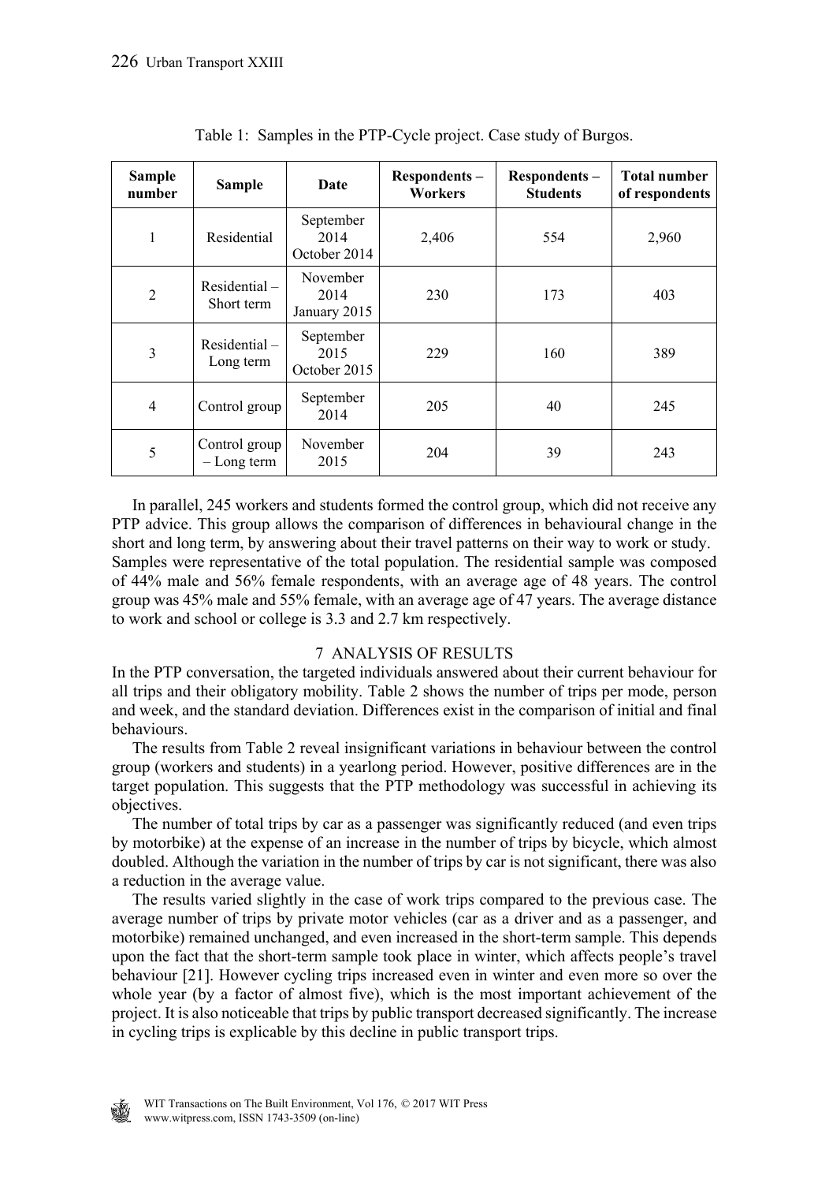Table 1: Samples in the PTP-Cycle project. Case study of Burgos.

| Sample number | Sample | Date | Respondents – Workers | Respondents – Students | Total number of respondents |
|---|---|---|---|---|---|
| 1 | Residential | September 2014 October 2014 | 2,406 | 554 | 2,960 |
| 2 | Residential – Short term | November 2014 January 2015 | 230 | 173 | 403 |
| 3 | Residential – Long term | September 2015 October 2015 | 229 | 160 | 389 |
| 4 | Control group | September 2014 | 205 | 40 | 245 |
| 5 | Control group – Long term | November 2015 | 204 | 39 | 243 |

In parallel, 245 workers and students formed the control group, which did not receive any PTP advice. This group allows the comparison of differences in behavioural change in the short and long term, by answering about their travel patterns on their way to work or study. Samples were representative of the total population. The residential sample was composed of 44% male and 56% female respondents, with an average age of 48 years. The control group was 45% male and 55% female, with an average age of 47 years. The average distance to work and school or college is 3.3 and 2.7 km respectively.

## 7 ANALYSIS OF RESULTS

In the PTP conversation, the targeted individuals answered about their current behaviour for all trips and their obligatory mobility. Table 2 shows the number of trips per mode, person and week, and the standard deviation. Differences exist in the comparison of initial and final behaviours.

The results from Table 2 reveal insignificant variations in behaviour between the control group (workers and students) in a yearlong period. However, positive differences are in the target population. This suggests that the PTP methodology was successful in achieving its objectives.

The number of total trips by car as a passenger was significantly reduced (and even trips by motorbike) at the expense of an increase in the number of trips by bicycle, which almost doubled. Although the variation in the number of trips by car is not significant, there was also a reduction in the average value.

The results varied slightly in the case of work trips compared to the previous case. The average number of trips by private motor vehicles (car as a driver and as a passenger, and motorbike) remained unchanged, and even increased in the short-term sample. This depends upon the fact that the short-term sample took place in winter, which affects people's travel behaviour [21]. However cycling trips increased even in winter and even more so over the whole year (by a factor of almost five), which is the most important achievement of the project. It is also noticeable that trips by public transport decreased significantly. The increase in cycling trips is explicable by this decline in public transport trips.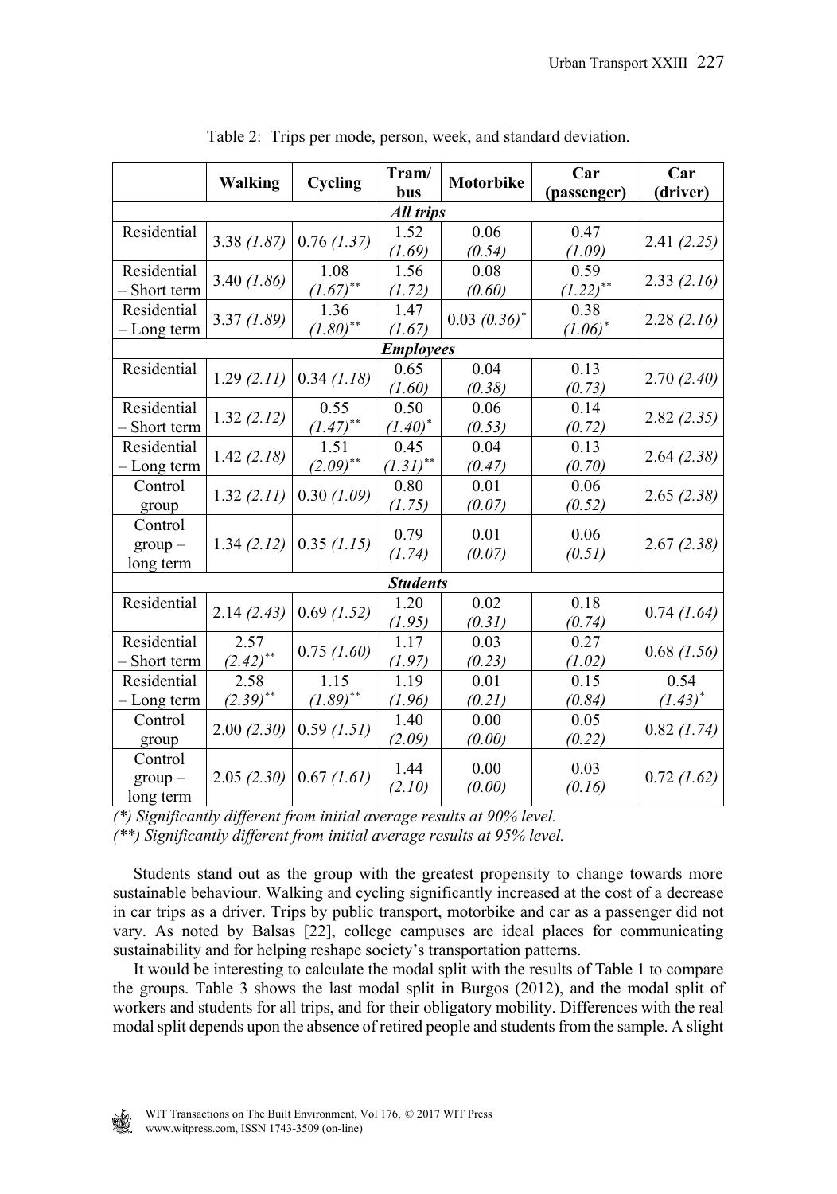Table 2: Trips per mode, person, week, and standard deviation.

| | Walking | Cycling | Tram/ bus | Motorbike | Car (passenger) | Car (driver) |
|---|---|---|---|---|---|---|
| ***All trips*** | | | | | | |
| Residential | 3.38 *(1.87)* | 0.76 *(1.37)* | 1.52 *(1.69)* | 0.06 *(0.54)* | 0.47 *(1.09)* | 2.41 *(2.25)* |
| Residential – Short term | 3.40 *(1.86)* | 1.08 *(1.67)*** | 1.56 *(1.72)* | 0.08 *(0.60)* | 0.59 *(1.22)*** | 2.33 *(2.16)* |
| Residential – Long term | 3.37 *(1.89)* | 1.36 *(1.80)*** | 1.47 *(1.67)* | 0.03 *(0.36)** | 0.38 *(1.06)** | 2.28 *(2.16)* |
| ***Employees*** | | | | | | |
| Residential | 1.29 *(2.11)* | 0.34 *(1.18)* | 0.65 *(1.60)* | 0.04 *(0.38)* | 0.13 *(0.73)* | 2.70 *(2.40)* |
| Residential – Short term | 1.32 *(2.12)* | 0.55 *(1.47)*** | 0.50 *(1.40)** | 0.06 *(0.53)* | 0.14 *(0.72)* | 2.82 *(2.35)* |
| Residential – Long term | 1.42 *(2.18)* | 1.51 *(2.09)*** | 0.45 *(1.31)*** | 0.04 *(0.47)* | 0.13 *(0.70)* | 2.64 *(2.38)* |
| Control group | 1.32 *(2.11)* | 0.30 *(1.09)* | 0.80 *(1.75)* | 0.01 *(0.07)* | 0.06 *(0.52)* | 2.65 *(2.38)* |
| Control group – long term | 1.34 *(2.12)* | 0.35 *(1.15)* | 0.79 *(1.74)* | 0.01 *(0.07)* | 0.06 *(0.51)* | 2.67 *(2.38)* |
| ***Students*** | | | | | | |
| Residential | 2.14 *(2.43)* | 0.69 *(1.52)* | 1.20 *(1.95)* | 0.02 *(0.31)* | 0.18 *(0.74)* | 0.74 *(1.64)* |
| Residential – Short term | 2.57 *(2.42)*** | 0.75 *(1.60)* | 1.17 *(1.97)* | 0.03 *(0.23)* | 0.27 *(1.02)* | 0.68 *(1.56)* |
| Residential – Long term | 2.58 *(2.39)*** | 1.15 *(1.89)*** | 1.19 *(1.96)* | 0.01 *(0.21)* | 0.15 *(0.84)* | 0.54 *(1.43)** |
| Control group | 2.00 *(2.30)* | 0.59 *(1.51)* | 1.40 *(2.09)* | 0.00 *(0.00)* | 0.05 *(0.22)* | 0.82 *(1.74)* |
| Control group – long term | 2.05 *(2.30)* | 0.67 *(1.61)* | 1.44 *(2.10)* | 0.00 *(0.00)* | 0.03 *(0.16)* | 0.72 *(1.62)* |

*(\*) Significantly different from initial average results at 90% level.*
*(\*\*) Significantly different from initial average results at 95% level.*

Students stand out as the group with the greatest propensity to change towards more sustainable behaviour. Walking and cycling significantly increased at the cost of a decrease in car trips as a driver. Trips by public transport, motorbike and car as a passenger did not vary. As noted by Balsas [22], college campuses are ideal places for communicating sustainability and for helping reshape society's transportation patterns.

It would be interesting to calculate the modal split with the results of Table 1 to compare the groups. Table 3 shows the last modal split in Burgos (2012), and the modal split of workers and students for all trips, and for their obligatory mobility. Differences with the real modal split depends upon the absence of retired people and students from the sample. A slight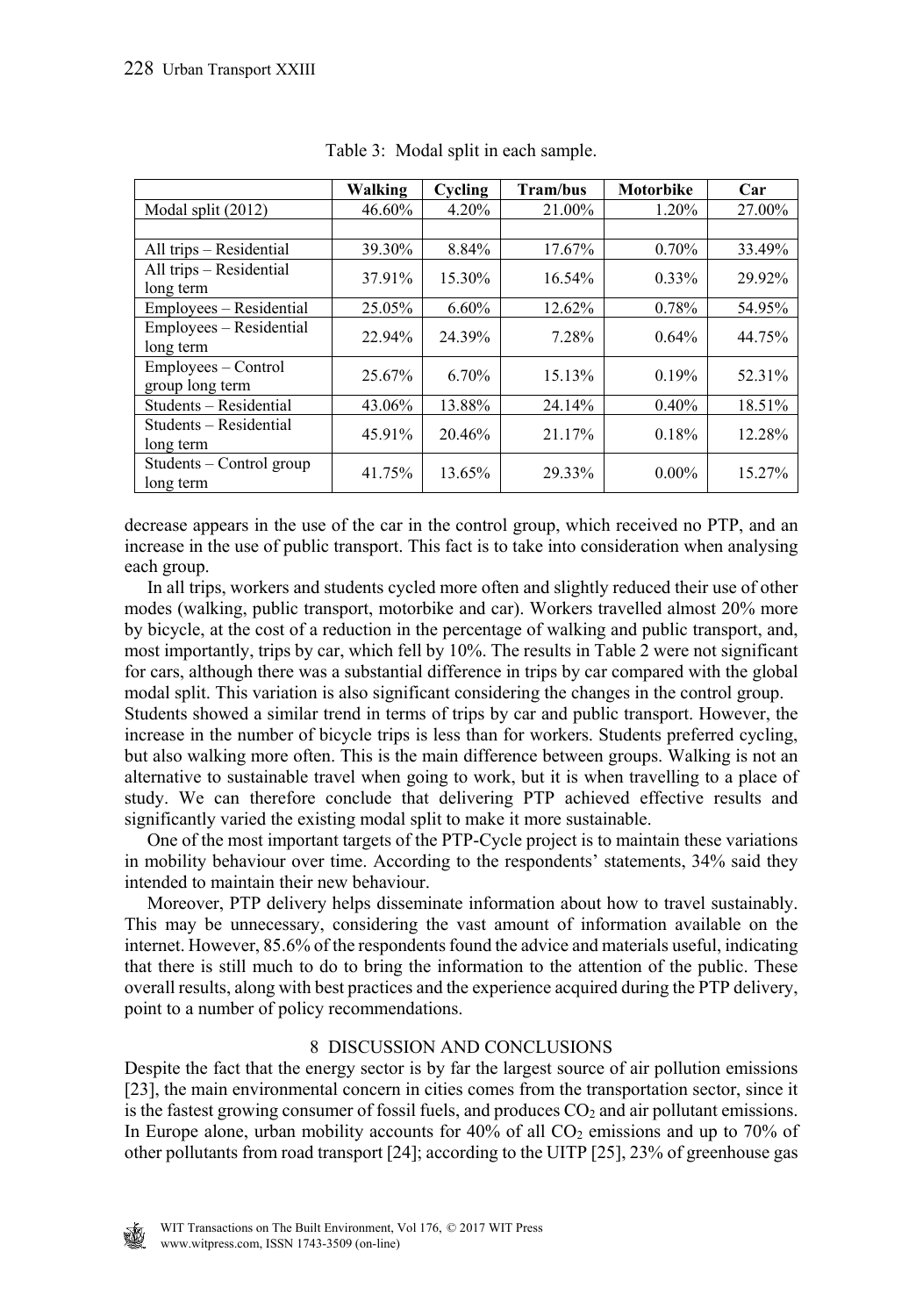Table 3: Modal split in each sample.

| | Walking | Cycling | Tram/bus | Motorbike | Car |
|---|---|---|---|---|---|
| Modal split (2012) | 46.60% | 4.20% | 21.00% | 1.20% | 27.00% |
| | | | | | |
| All trips – Residential | 39.30% | 8.84% | 17.67% | 0.70% | 33.49% |
| All trips – Residential long term | 37.91% | 15.30% | 16.54% | 0.33% | 29.92% |
| Employees – Residential | 25.05% | 6.60% | 12.62% | 0.78% | 54.95% |
| Employees – Residential long term | 22.94% | 24.39% | 7.28% | 0.64% | 44.75% |
| Employees – Control group long term | 25.67% | 6.70% | 15.13% | 0.19% | 52.31% |
| Students – Residential | 43.06% | 13.88% | 24.14% | 0.40% | 18.51% |
| Students – Residential long term | 45.91% | 20.46% | 21.17% | 0.18% | 12.28% |
| Students – Control group long term | 41.75% | 13.65% | 29.33% | 0.00% | 15.27% |

decrease appears in the use of the car in the control group, which received no PTP, and an increase in the use of public transport. This fact is to take into consideration when analysing each group.

In all trips, workers and students cycled more often and slightly reduced their use of other modes (walking, public transport, motorbike and car). Workers travelled almost 20% more by bicycle, at the cost of a reduction in the percentage of walking and public transport, and, most importantly, trips by car, which fell by 10%. The results in Table 2 were not significant for cars, although there was a substantial difference in trips by car compared with the global modal split. This variation is also significant considering the changes in the control group. Students showed a similar trend in terms of trips by car and public transport. However, the increase in the number of bicycle trips is less than for workers. Students preferred cycling, but also walking more often. This is the main difference between groups. Walking is not an alternative to sustainable travel when going to work, but it is when travelling to a place of study. We can therefore conclude that delivering PTP achieved effective results and significantly varied the existing modal split to make it more sustainable.

One of the most important targets of the PTP-Cycle project is to maintain these variations in mobility behaviour over time. According to the respondents' statements, 34% said they intended to maintain their new behaviour.

Moreover, PTP delivery helps disseminate information about how to travel sustainably. This may be unnecessary, considering the vast amount of information available on the internet. However, 85.6% of the respondents found the advice and materials useful, indicating that there is still much to do to bring the information to the attention of the public. These overall results, along with best practices and the experience acquired during the PTP delivery, point to a number of policy recommendations.

## 8 DISCUSSION AND CONCLUSIONS

Despite the fact that the energy sector is by far the largest source of air pollution emissions [23], the main environmental concern in cities comes from the transportation sector, since it is the fastest growing consumer of fossil fuels, and produces $CO_2$ and air pollutant emissions. In Europe alone, urban mobility accounts for 40% of all $CO_2$ emissions and up to 70% of other pollutants from road transport [24]; according to the UITP [25], 23% of greenhouse gas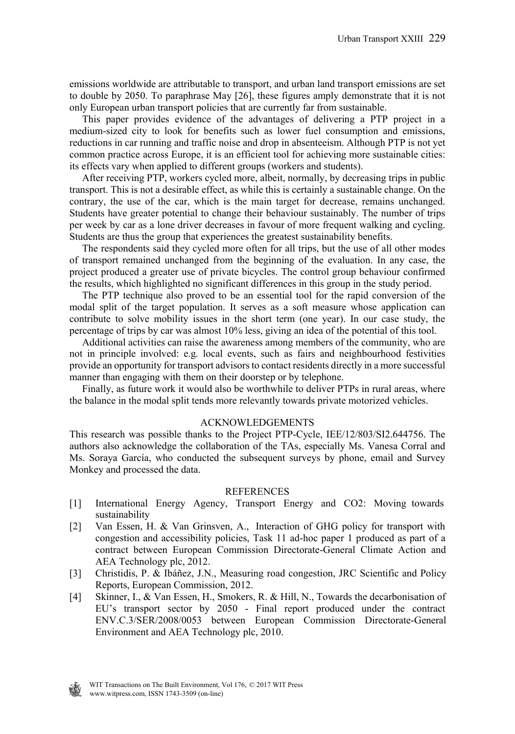emissions worldwide are attributable to transport, and urban land transport emissions are set to double by 2050. To paraphrase May [26], these figures amply demonstrate that it is not only European urban transport policies that are currently far from sustainable.

This paper provides evidence of the advantages of delivering a PTP project in a medium-sized city to look for benefits such as lower fuel consumption and emissions, reductions in car running and traffic noise and drop in absenteeism. Although PTP is not yet common practice across Europe, it is an efficient tool for achieving more sustainable cities: its effects vary when applied to different groups (workers and students).

After receiving PTP, workers cycled more, albeit, normally, by decreasing trips in public transport. This is not a desirable effect, as while this is certainly a sustainable change. On the contrary, the use of the car, which is the main target for decrease, remains unchanged. Students have greater potential to change their behaviour sustainably. The number of trips per week by car as a lone driver decreases in favour of more frequent walking and cycling. Students are thus the group that experiences the greatest sustainability benefits.

The respondents said they cycled more often for all trips, but the use of all other modes of transport remained unchanged from the beginning of the evaluation. In any case, the project produced a greater use of private bicycles. The control group behaviour confirmed the results, which highlighted no significant differences in this group in the study period.

The PTP technique also proved to be an essential tool for the rapid conversion of the modal split of the target population. It serves as a soft measure whose application can contribute to solve mobility issues in the short term (one year). In our case study, the percentage of trips by car was almost 10% less, giving an idea of the potential of this tool.

Additional activities can raise the awareness among members of the community, who are not in principle involved: e.g. local events, such as fairs and neighbourhood festivities provide an opportunity for transport advisors to contact residents directly in a more successful manner than engaging with them on their doorstep or by telephone.

Finally, as future work it would also be worthwhile to deliver PTPs in rural areas, where the balance in the modal split tends more relevantly towards private motorized vehicles.

## ACKNOWLEDGEMENTS

This research was possible thanks to the Project PTP-Cycle, IEE/12/803/SI2.644756. The authors also acknowledge the collaboration of the TAs, especially Ms. Vanesa Corral and Ms. Soraya García, who conducted the subsequent surveys by phone, email and Survey Monkey and processed the data.

## REFERENCES

[1] International Energy Agency, Transport Energy and CO2: Moving towards sustainability

[2] Van Essen, H. & Van Grinsven, A., Interaction of GHG policy for transport with congestion and accessibility policies, Task 11 ad-hoc paper 1 produced as part of a contract between European Commission Directorate-General Climate Action and AEA Technology plc, 2012.

[3] Christidis, P. & Ibáñez, J.N., Measuring road congestion, JRC Scientific and Policy Reports, European Commission, 2012.

[4] Skinner, I., & Van Essen, H., Smokers, R. & Hill, N., Towards the decarbonisation of EU's transport sector by 2050 - Final report produced under the contract ENV.C.3/SER/2008/0053 between European Commission Directorate-General Environment and AEA Technology plc, 2010.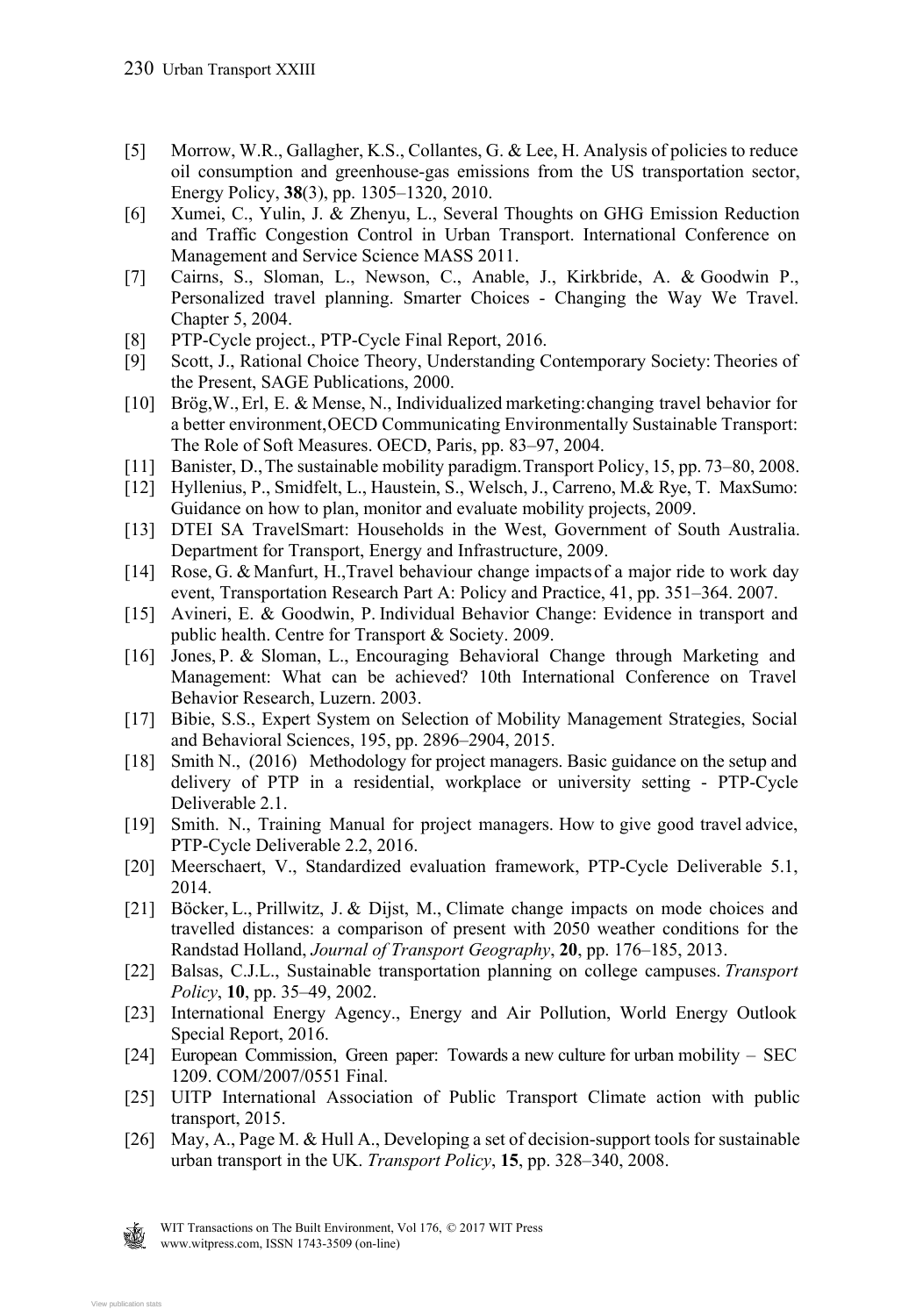[5] Morrow, W.R., Gallagher, K.S., Collantes, G. & Lee, H. Analysis of policies to reduce oil consumption and greenhouse-gas emissions from the US transportation sector, Energy Policy, **38**(3), pp. 1305–1320, 2010.

[6] Xumei, C., Yulin, J. & Zhenyu, L., Several Thoughts on GHG Emission Reduction and Traffic Congestion Control in Urban Transport. International Conference on Management and Service Science MASS 2011.

[7] Cairns, S., Sloman, L., Newson, C., Anable, J., Kirkbride, A. & Goodwin P., Personalized travel planning. Smarter Choices - Changing the Way We Travel. Chapter 5, 2004.

[8] PTP-Cycle project., PTP-Cycle Final Report, 2016.

[9] Scott, J., Rational Choice Theory, Understanding Contemporary Society: Theories of the Present, SAGE Publications, 2000.

[10] Brög,W., Erl, E. & Mense, N., Individualized marketing:changing travel behavior for a better environment,OECD Communicating Environmentally Sustainable Transport: The Role of Soft Measures. OECD, Paris, pp. 83–97, 2004.

[11] Banister, D., The sustainable mobility paradigm.Transport Policy, 15, pp. 73–80, 2008.

[12] Hyllenius, P., Smidfelt, L., Haustein, S., Welsch, J., Carreno, M.& Rye, T. MaxSumo: Guidance on how to plan, monitor and evaluate mobility projects, 2009.

[13] DTEI SA TravelSmart: Households in the West, Government of South Australia. Department for Transport, Energy and Infrastructure, 2009.

[14] Rose, G. & Manfurt, H.,Travel behaviour change impacts of a major ride to work day event, Transportation Research Part A: Policy and Practice, 41, pp. 351–364. 2007.

[15] Avineri, E. & Goodwin, P. Individual Behavior Change: Evidence in transport and public health. Centre for Transport & Society. 2009.

[16] Jones, P. & Sloman, L., Encouraging Behavioral Change through Marketing and Management: What can be achieved? 10th International Conference on Travel Behavior Research, Luzern. 2003.

[17] Bibie, S.S., Expert System on Selection of Mobility Management Strategies, Social and Behavioral Sciences, 195, pp. 2896–2904, 2015.

[18] Smith N., (2016) Methodology for project managers. Basic guidance on the setup and delivery of PTP in a residential, workplace or university setting - PTP-Cycle Deliverable 2.1.

[19] Smith. N., Training Manual for project managers. How to give good travel advice, PTP-Cycle Deliverable 2.2, 2016.

[20] Meerschaert, V., Standardized evaluation framework, PTP-Cycle Deliverable 5.1, 2014.

[21] Böcker, L., Prillwitz, J. & Dijst, M., Climate change impacts on mode choices and travelled distances: a comparison of present with 2050 weather conditions for the Randstad Holland, *Journal of Transport Geography*, **20**, pp. 176–185, 2013.

[22] Balsas, C.J.L., Sustainable transportation planning on college campuses. *Transport Policy*, **10**, pp. 35–49, 2002.

[23] International Energy Agency., Energy and Air Pollution, World Energy Outlook Special Report, 2016.

[24] European Commission, Green paper: Towards a new culture for urban mobility – SEC 1209. COM/2007/0551 Final.

[25] UITP International Association of Public Transport Climate action with public transport, 2015.

[26] May, A., Page M. & Hull A., Developing a set of decision-support tools for sustainable urban transport in the UK. *Transport Policy*, **15**, pp. 328–340, 2008.